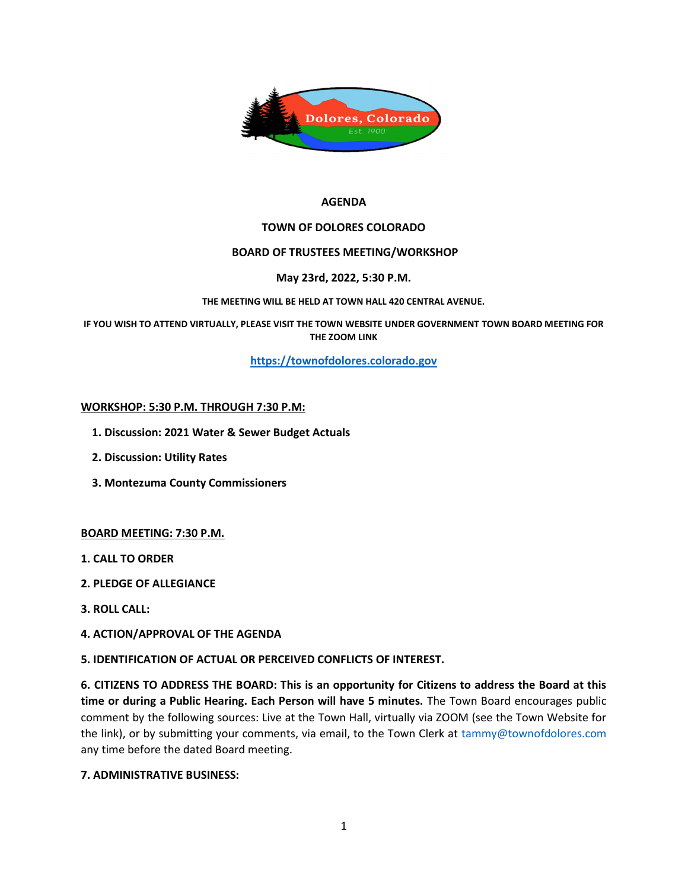# AGENDA

## TOWN OF DOLORES COLORADO

## BOARD OF TRUSTEES MEETING/WORKSHOP

**May 23rd, 2022, 5:30 P.M.**

**THE MEETING WILL BE HELD AT TOWN HALL 420 CENTRAL AVENUE.**

**IF YOU WISH TO ATTEND VIRTUALLY, PLEASE VISIT THE TOWN WEBSITE UNDER GOVERNMENT TOWN BOARD MEETING FOR THE ZOOM LINK**

**https://townofdolores.colorado.gov**

**WORKSHOP: 5:30 P.M. THROUGH 7:30 P.M:**

1. **Discussion: 2021 Water & Sewer Budget Actuals**
2. **Discussion: Utility Rates**
3. **Montezuma County Commissioners**

**BOARD MEETING: 7:30 P.M.**

**1. CALL TO ORDER**

**2. PLEDGE OF ALLEGIANCE**

**3. ROLL CALL:**

**4. ACTION/APPROVAL OF THE AGENDA**

**5. IDENTIFICATION OF ACTUAL OR PERCEIVED CONFLICTS OF INTEREST.**

**6. CITIZENS TO ADDRESS THE BOARD: This is an opportunity for Citizens to address the Board at this time or during a Public Hearing. Each Person will have 5 minutes.** The Town Board encourages public comment by the following sources: Live at the Town Hall, virtually via ZOOM (see the Town Website for the link), or by submitting your comments, via email, to the Town Clerk at tammy@townofdolores.com any time before the dated Board meeting.

**7. ADMINISTRATIVE BUSINESS:**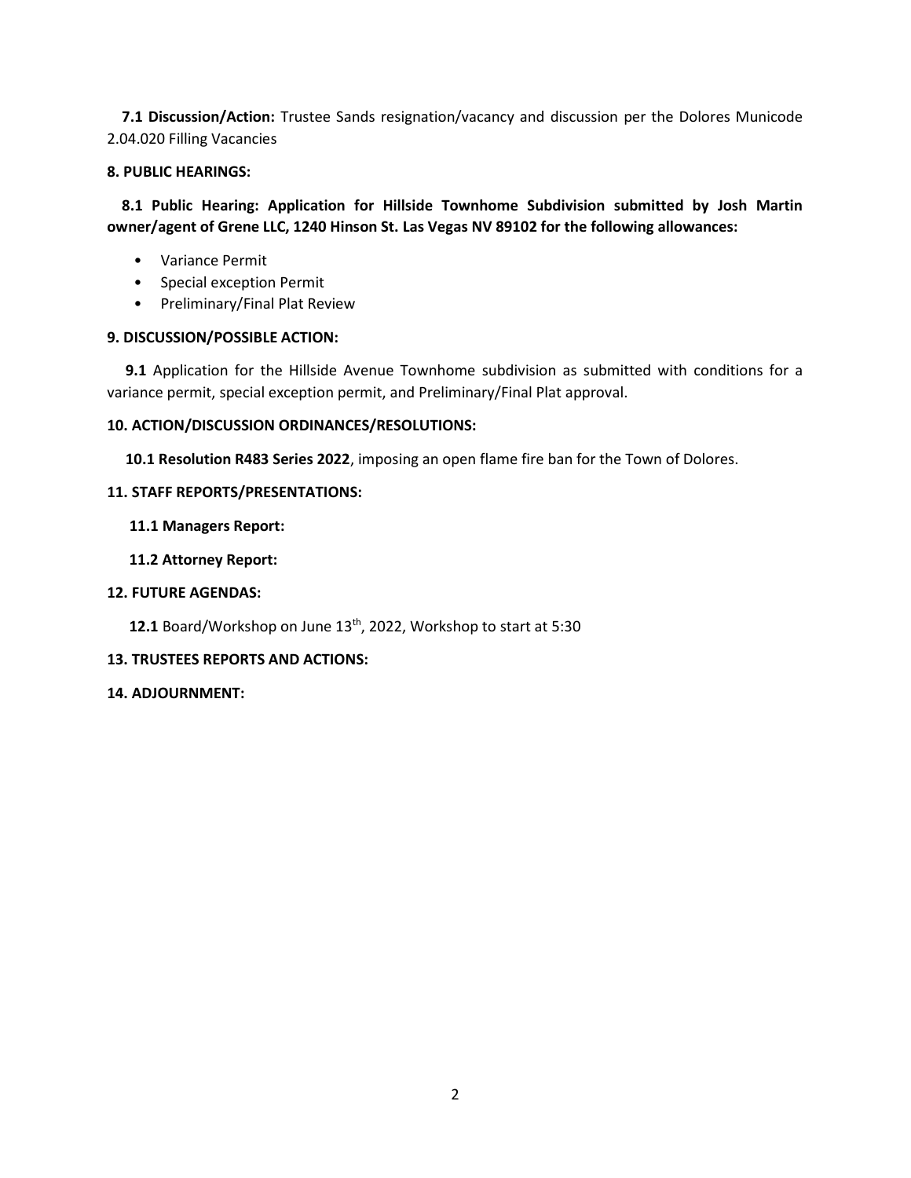**7.1 Discussion/Action:** Trustee Sands resignation/vacancy and discussion per the Dolores Municode 2.04.020 Filling Vacancies

**8. PUBLIC HEARINGS:**

**8.1 Public Hearing: Application for Hillside Townhome Subdivision submitted by Josh Martin owner/agent of Grene LLC, 1240 Hinson St. Las Vegas NV 89102 for the following allowances:**

- Variance Permit
- Special exception Permit
- Preliminary/Final Plat Review

**9. DISCUSSION/POSSIBLE ACTION:**

**9.1** Application for the Hillside Avenue Townhome subdivision as submitted with conditions for a variance permit, special exception permit, and Preliminary/Final Plat approval.

**10. ACTION/DISCUSSION ORDINANCES/RESOLUTIONS:**

**10.1 Resolution R483 Series 2022**, imposing an open flame fire ban for the Town of Dolores.

**11. STAFF REPORTS/PRESENTATIONS:**

**11.1 Managers Report:**

**11.2 Attorney Report:**

**12. FUTURE AGENDAS:**

**12.1** Board/Workshop on June 13th, 2022, Workshop to start at 5:30

**13. TRUSTEES REPORTS AND ACTIONS:**

**14. ADJOURNMENT:**